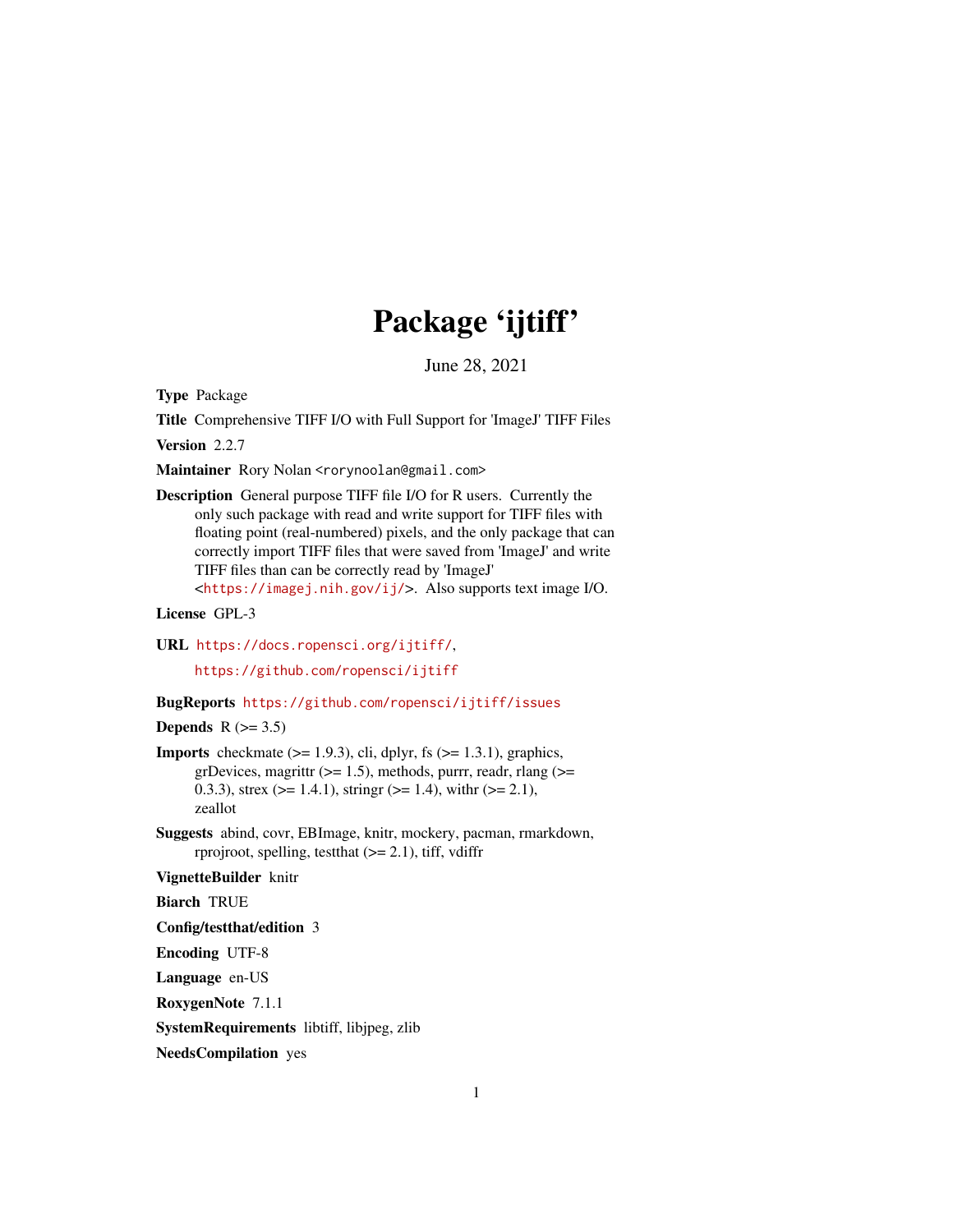# Package 'ijtiff'

June 28, 2021

**Type** Package

**Title** Comprehensive TIFF I/O with Full Support for 'ImageJ' TIFF Files

**Version** 2.2.7

**Maintainer** Rory Nolan <rorynoolan@gmail.com>

**Description** General purpose TIFF file I/O for R users. Currently the only such package with read and write support for TIFF files with floating point (real-numbered) pixels, and the only package that can correctly import TIFF files that were saved from 'ImageJ' and write TIFF files than can be correctly read by 'ImageJ' <https://imagej.nih.gov/ij/>. Also supports text image I/O.

**License** GPL-3

**URL** https://docs.ropensci.org/ijtiff/, https://github.com/ropensci/ijtiff

**BugReports** https://github.com/ropensci/ijtiff/issues

**Depends** R (>= 3.5)

**Imports** checkmate (>= 1.9.3), cli, dplyr, fs (>= 1.3.1), graphics, grDevices, magrittr (>= 1.5), methods, purrr, readr, rlang (>= 0.3.3), strex (>= 1.4.1), stringr (>= 1.4), withr (>= 2.1), zeallot

**Suggests** abind, covr, EBImage, knitr, mockery, pacman, rmarkdown, rprojroot, spelling, testthat (>= 2.1), tiff, vdiffr

**VignetteBuilder** knitr

**Biarch** TRUE

**Config/testthat/edition** 3

**Encoding** UTF-8

**Language** en-US

**RoxygenNote** 7.1.1

**SystemRequirements** libtiff, libjpeg, zlib

**NeedsCompilation** yes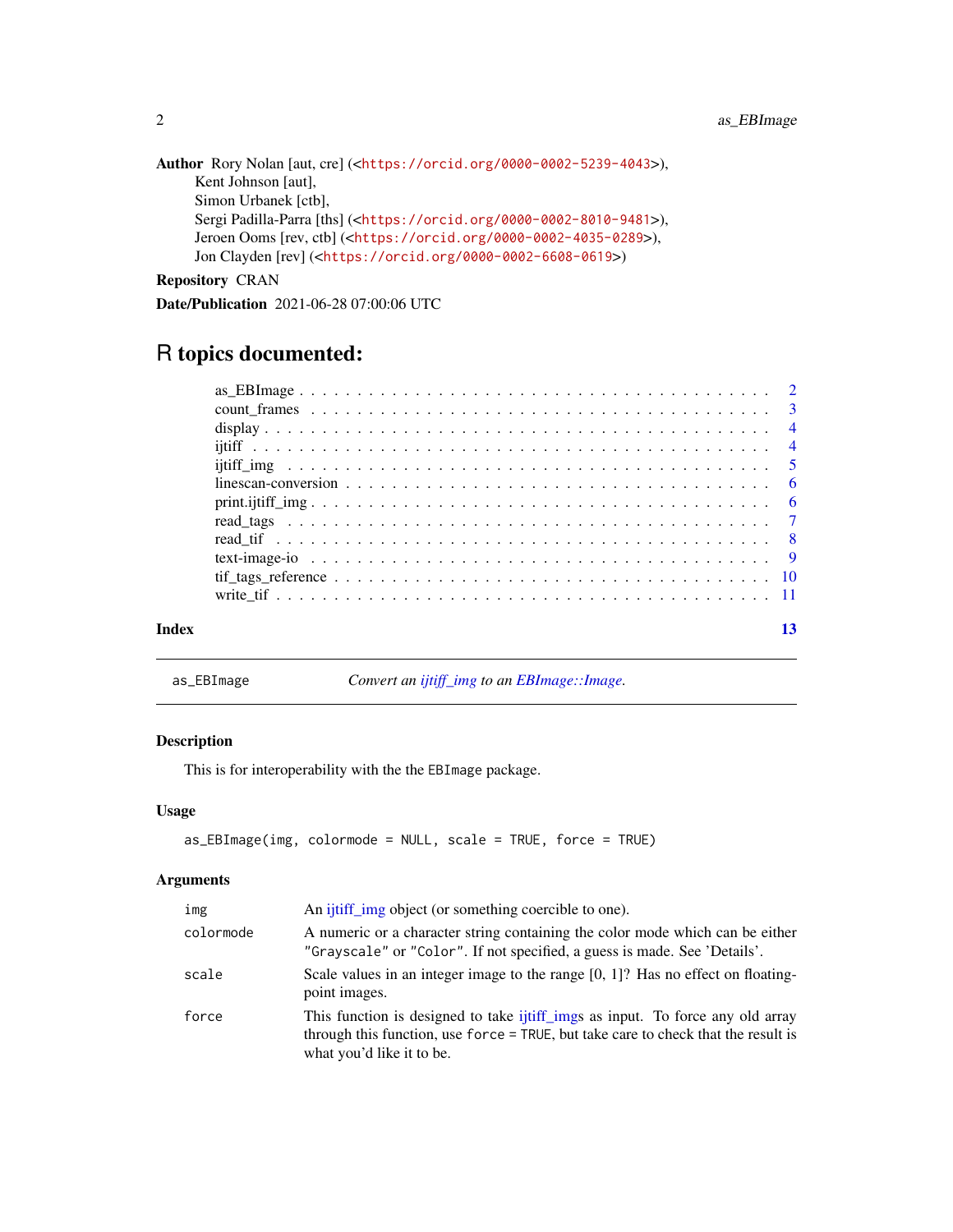**Author** Rory Nolan [aut, cre] (<https://orcid.org/0000-0002-5239-4043>),
Kent Johnson [aut],
Simon Urbanek [ctb],
Sergi Padilla-Parra [ths] (<https://orcid.org/0000-0002-8010-9481>),
Jeroen Ooms [rev, ctb] (<https://orcid.org/0000-0002-4035-0289>),
Jon Clayden [rev] (<https://orcid.org/0000-0002-6608-0619>)

**Repository** CRAN

**Date/Publication** 2021-06-28 07:00:06 UTC

# R topics documented:

| | |
|---|---|
| as_EBImage | 2 |
| count_frames | 3 |
| display | 4 |
| ijtiff | 4 |
| ijtiff_img | 5 |
| linescan-conversion | 6 |
| print.ijtiff_img | 6 |
| read_tags | 7 |
| read_tif | 8 |
| text-image-io | 9 |
| tif_tags_reference | 10 |
| write_tif | 11 |
| **Index** | **13** |

---

`as_EBImage` *Convert an ijtiff_img to an EBImage::Image.*

---

### Description

This is for interoperability with the the `EBImage` package.

### Usage

```
as_EBImage(img, colormode = NULL, scale = TRUE, force = TRUE)
```

### Arguments

| | |
|---|---|
| `img` | An ijtiff_img object (or something coercible to one). |
| `colormode` | A numeric or a character string containing the color mode which can be either `"Grayscale"` or `"Color"`. If not specified, a guess is made. See 'Details'. |
| `scale` | Scale values in an integer image to the range [0, 1]? Has no effect on floating-point images. |
| `force` | This function is designed to take ijtiff_imgs as input. To force any old array through this function, use `force = TRUE`, but take care to check that the result is what you'd like it to be. |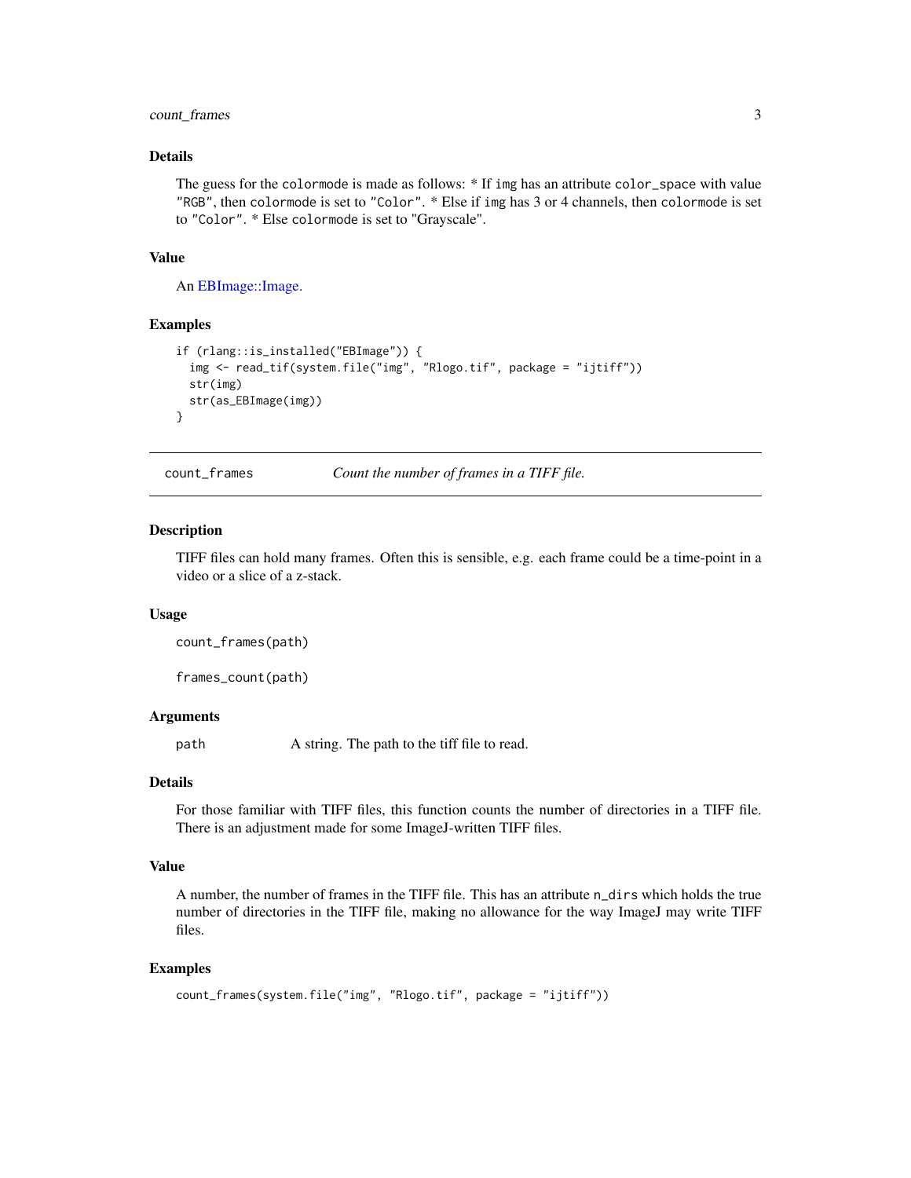### Details

The guess for the colormode is made as follows: * If img has an attribute color_space with value "RGB", then colormode is set to "Color". * Else if img has 3 or 4 channels, then colormode is set to "Color". * Else colormode is set to "Grayscale".

### Value

An EBImage::Image.

### Examples

```
if (rlang::is_installed("EBImage")) {
  img <- read_tif(system.file("img", "Rlogo.tif", package = "ijtiff"))
  str(img)
  str(as_EBImage(img))
}
```

---

## count_frames — *Count the number of frames in a TIFF file.*

---

### Description

TIFF files can hold many frames. Often this is sensible, e.g. each frame could be a time-point in a video or a slice of a z-stack.

### Usage

```
count_frames(path)

frames_count(path)
```

### Arguments

| | |
|---|---|
| path | A string. The path to the tiff file to read. |

### Details

For those familiar with TIFF files, this function counts the number of directories in a TIFF file. There is an adjustment made for some ImageJ-written TIFF files.

### Value

A number, the number of frames in the TIFF file. This has an attribute n_dirs which holds the true number of directories in the TIFF file, making no allowance for the way ImageJ may write TIFF files.

### Examples

```
count_frames(system.file("img", "Rlogo.tif", package = "ijtiff"))
```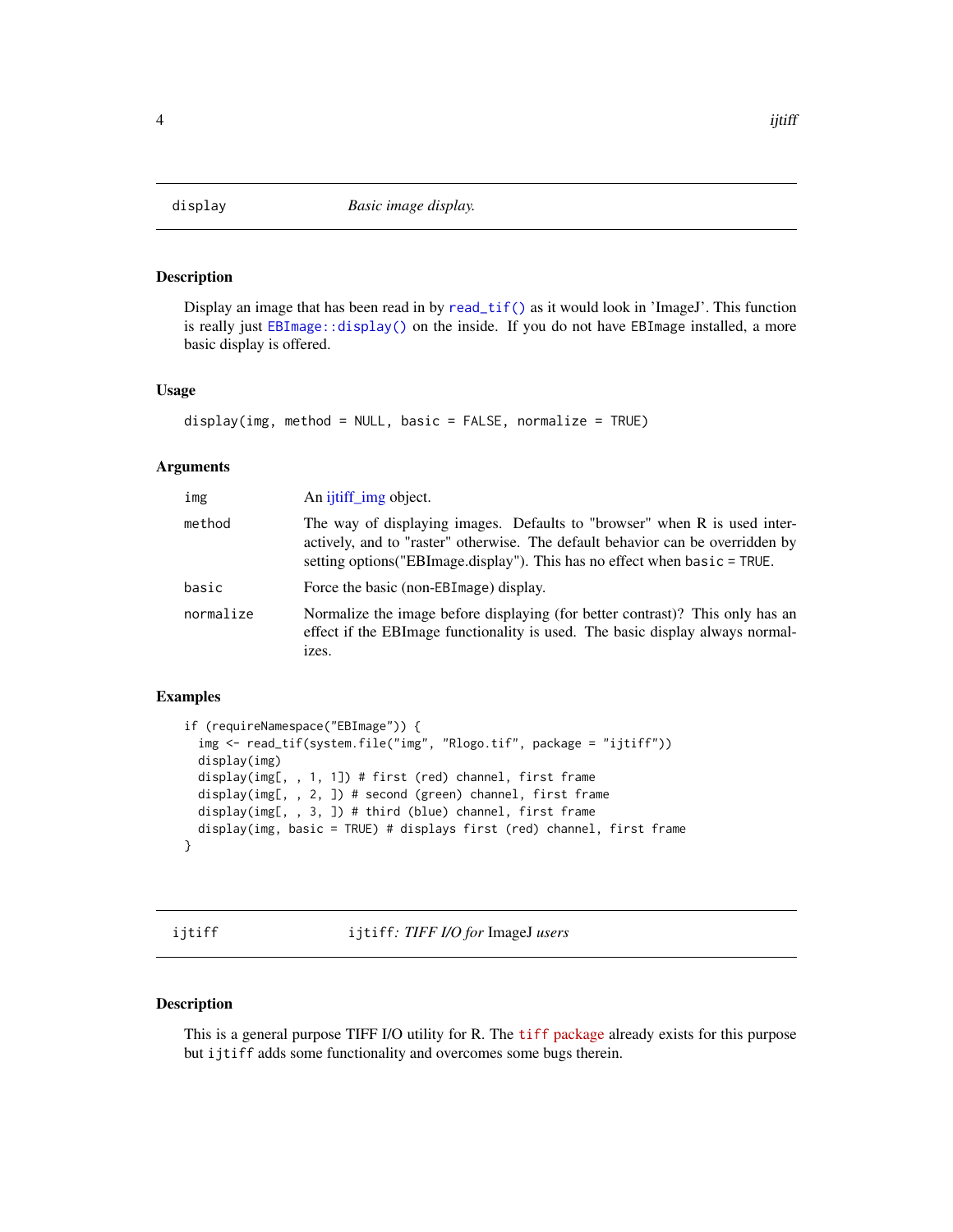## display — *Basic image display.*

### Description

Display an image that has been read in by `read_tif()` as it would look in 'ImageJ'. This function is really just `EBImage::display()` on the inside. If you do not have EBImage installed, a more basic display is offered.

### Usage

```
display(img, method = NULL, basic = FALSE, normalize = TRUE)
```

### Arguments

| | |
|---|---|
| img | An ijtiff_img object. |
| method | The way of displaying images. Defaults to "browser" when R is used interactively, and to "raster" otherwise. The default behavior can be overridden by setting options("EBImage.display"). This has no effect when `basic = TRUE`. |
| basic | Force the basic (non-EBImage) display. |
| normalize | Normalize the image before displaying (for better contrast)? This only has an effect if the EBImage functionality is used. The basic display always normalizes. |

### Examples

```
if (requireNamespace("EBImage")) {
  img <- read_tif(system.file("img", "Rlogo.tif", package = "ijtiff"))
  display(img)
  display(img[, , 1, 1]) # first (red) channel, first frame
  display(img[, , 2, ]) # second (green) channel, first frame
  display(img[, , 3, ]) # third (blue) channel, first frame
  display(img, basic = TRUE) # displays first (red) channel, first frame
}
```

## ijtiff — `ijtiff`*: TIFF I/O for* ImageJ *users*

### Description

This is a general purpose TIFF I/O utility for R. The `tiff` package already exists for this purpose but `ijtiff` adds some functionality and overcomes some bugs therein.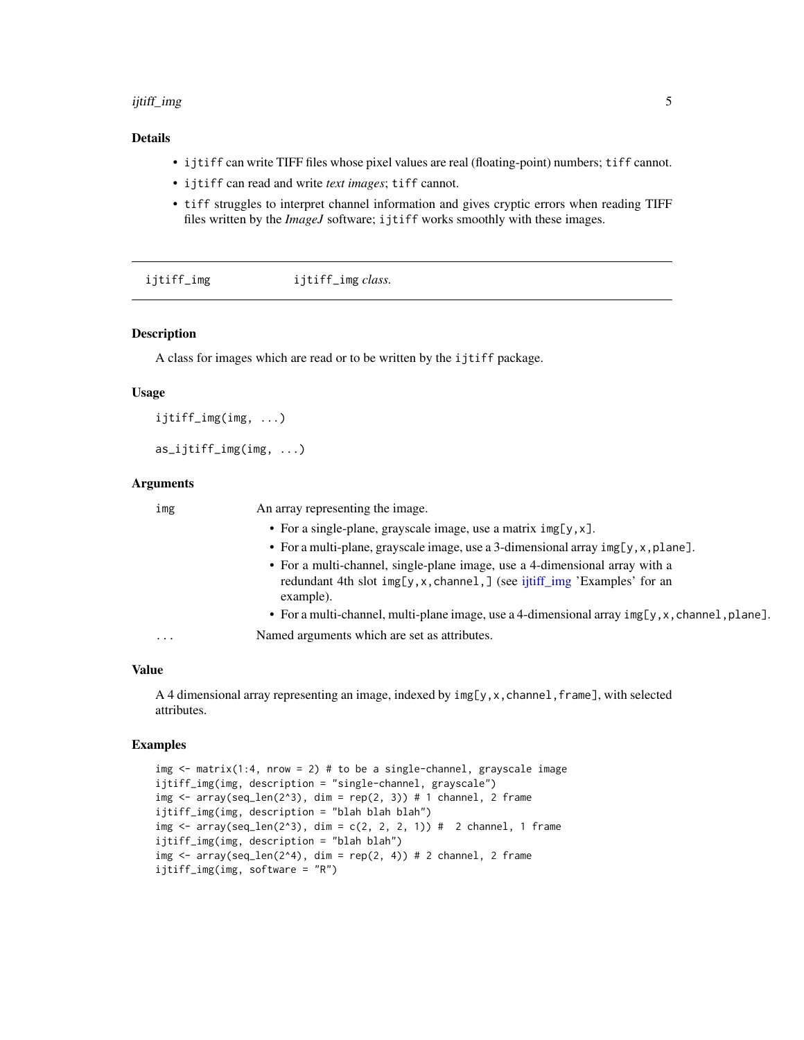### Details

- `ijtiff` can write TIFF files whose pixel values are real (floating-point) numbers; `tiff` cannot.
- `ijtiff` can read and write *text images*; `tiff` cannot.
- `tiff` struggles to interpret channel information and gives cryptic errors when reading TIFF files written by the *ImageJ* software; `ijtiff` works smoothly with these images.

---

## ijtiff_img — `ijtiff_img` *class.*

### Description

A class for images which are read or to be written by the `ijtiff` package.

### Usage

```
ijtiff_img(img, ...)

as_ijtiff_img(img, ...)
```

### Arguments

| | |
|---|---|
| `img` | An array representing the image.<br>• For a single-plane, grayscale image, use a matrix `img[y,x]`.<br>• For a multi-plane, grayscale image, use a 3-dimensional array `img[y,x,plane]`.<br>• For a multi-channel, single-plane image, use a 4-dimensional array with a redundant 4th slot `img[y,x,channel,]` (see ijtiff_img 'Examples' for an example).<br>• For a multi-channel, multi-plane image, use a 4-dimensional array `img[y,x,channel,plane]`. |
| `...` | Named arguments which are set as attributes. |

### Value

A 4 dimensional array representing an image, indexed by `img[y,x,channel,frame]`, with selected attributes.

### Examples

```
img <- matrix(1:4, nrow = 2) # to be a single-channel, grayscale image
ijtiff_img(img, description = "single-channel, grayscale")
img <- array(seq_len(2^3), dim = rep(2, 3)) # 1 channel, 2 frame
ijtiff_img(img, description = "blah blah blah")
img <- array(seq_len(2^3), dim = c(2, 2, 2, 1)) #  2 channel, 1 frame
ijtiff_img(img, description = "blah blah")
img <- array(seq_len(2^4), dim = rep(2, 4)) # 2 channel, 2 frame
ijtiff_img(img, software = "R")
```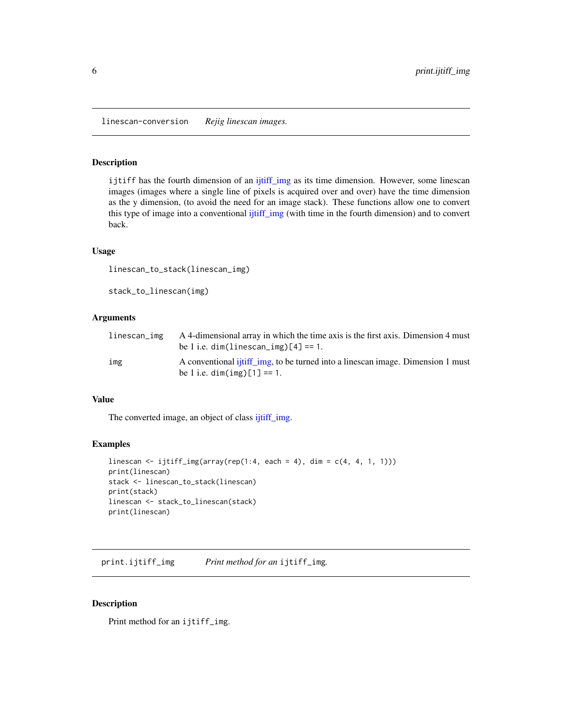## linescan-conversion — *Rejig linescan images.*

### Description

`ijtiff` has the fourth dimension of an ijtiff_img as its time dimension. However, some linescan images (images where a single line of pixels is acquired over and over) have the time dimension as the y dimension, (to avoid the need for an image stack). These functions allow one to convert this type of image into a conventional ijtiff_img (with time in the fourth dimension) and to convert back.

### Usage

```
linescan_to_stack(linescan_img)

stack_to_linescan(img)
```

### Arguments

| | |
|---|---|
| `linescan_img` | A 4-dimensional array in which the time axis is the first axis. Dimension 4 must be 1 i.e. `dim(linescan_img)[4] == 1`. |
| `img` | A conventional ijtiff_img, to be turned into a linescan image. Dimension 1 must be 1 i.e. `dim(img)[1] == 1`. |

### Value

The converted image, an object of class ijtiff_img.

### Examples

```
linescan <- ijtiff_img(array(rep(1:4, each = 4), dim = c(4, 4, 1, 1)))
print(linescan)
stack <- linescan_to_stack(linescan)
print(stack)
linescan <- stack_to_linescan(stack)
print(linescan)
```

## print.ijtiff_img — *Print method for an `ijtiff_img`.*

### Description

Print method for an `ijtiff_img`.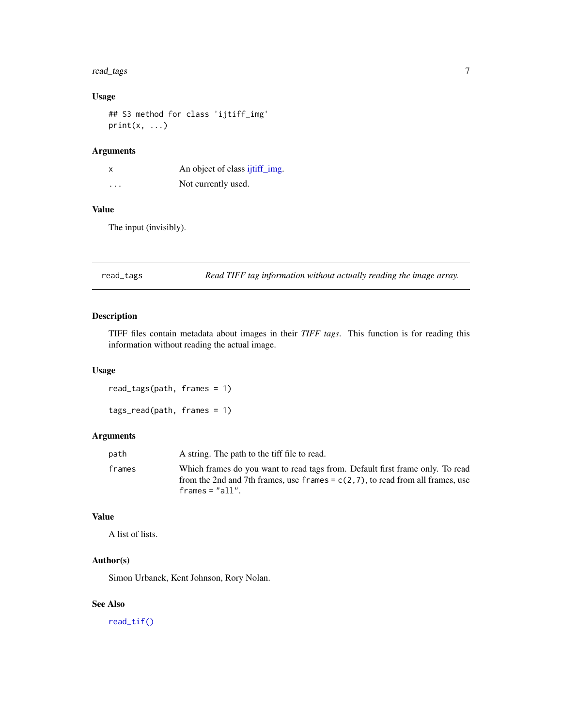### Usage

```
## S3 method for class 'ijtiff_img'
print(x, ...)
```

### Arguments

| | |
|---|---|
| x | An object of class ijtiff_img. |
| ... | Not currently used. |

### Value

The input (invisibly).

---

## read_tags — *Read TIFF tag information without actually reading the image array.*

### Description

TIFF files contain metadata about images in their *TIFF tags*. This function is for reading this information without reading the actual image.

### Usage

```
read_tags(path, frames = 1)

tags_read(path, frames = 1)
```

### Arguments

| | |
|---|---|
| path | A string. The path to the tiff file to read. |
| frames | Which frames do you want to read tags from. Default first frame only. To read from the 2nd and 7th frames, use `frames = c(2,7)`, to read from all frames, use `frames = "all"`. |

### Value

A list of lists.

### Author(s)

Simon Urbanek, Kent Johnson, Rory Nolan.

### See Also

`read_tif()`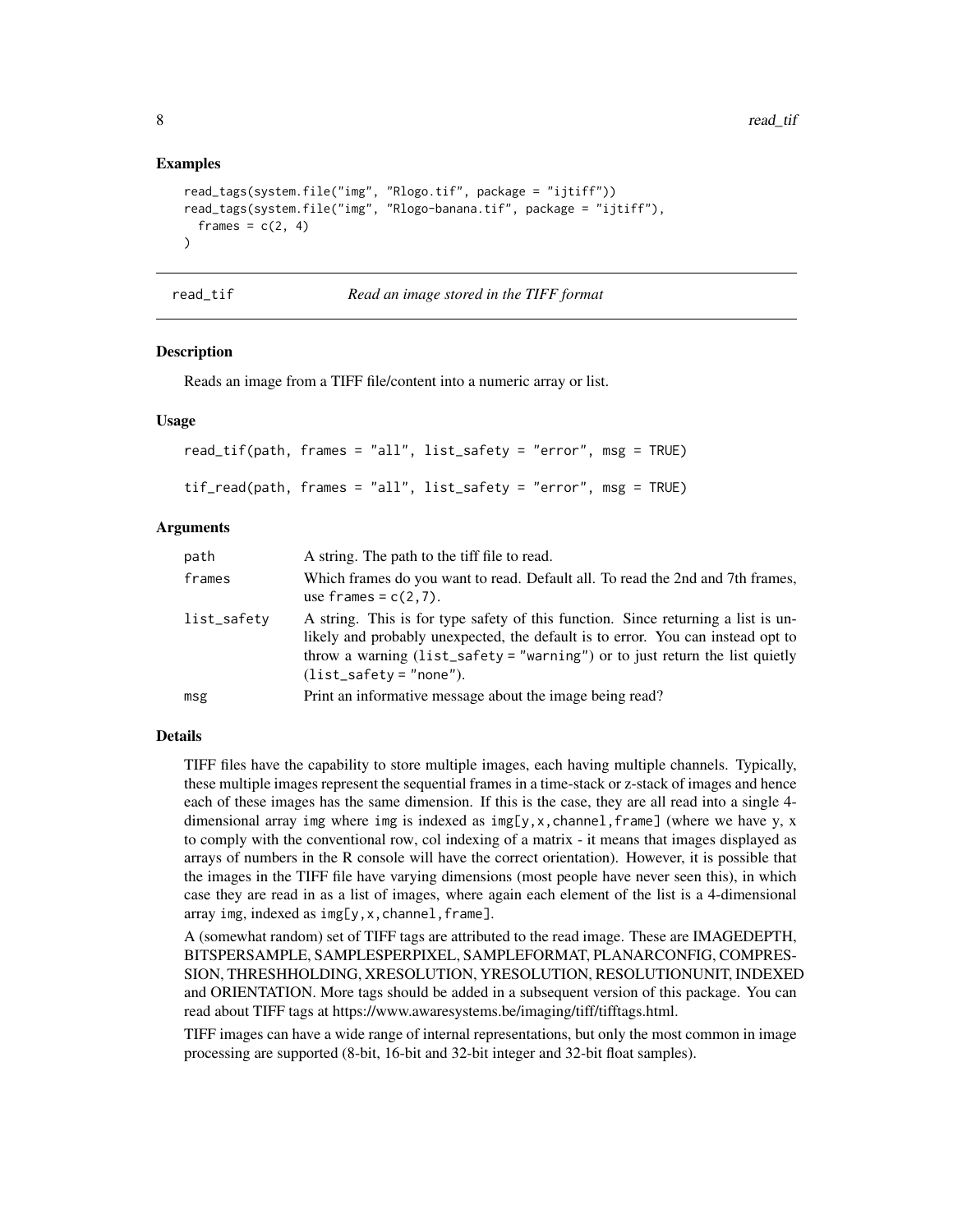### Examples

```
read_tags(system.file("img", "Rlogo.tif", package = "ijtiff"))
read_tags(system.file("img", "Rlogo-banana.tif", package = "ijtiff"),
  frames = c(2, 4)
)
```

---

## read_tif *Read an image stored in the TIFF format*

### Description

Reads an image from a TIFF file/content into a numeric array or list.

### Usage

```
read_tif(path, frames = "all", list_safety = "error", msg = TRUE)

tif_read(path, frames = "all", list_safety = "error", msg = TRUE)
```

### Arguments

| | |
|---|---|
| path | A string. The path to the tiff file to read. |
| frames | Which frames do you want to read. Default all. To read the 2nd and 7th frames, use `frames = c(2,7)`. |
| list_safety | A string. This is for type safety of this function. Since returning a list is unlikely and probably unexpected, the default is to error. You can instead opt to throw a warning (`list_safety = "warning"`) or to just return the list quietly (`list_safety = "none"`). |
| msg | Print an informative message about the image being read? |

### Details

TIFF files have the capability to store multiple images, each having multiple channels. Typically, these multiple images represent the sequential frames in a time-stack or z-stack of images and hence each of these images has the same dimension. If this is the case, they are all read into a single 4-dimensional array `img` where `img` is indexed as `img[y,x,channel,frame]` (where we have y, x to comply with the conventional row, col indexing of a matrix - it means that images displayed as arrays of numbers in the R console will have the correct orientation). However, it is possible that the images in the TIFF file have varying dimensions (most people have never seen this), in which case they are read in as a list of images, where again each element of the list is a 4-dimensional array `img`, indexed as `img[y,x,channel,frame]`.

A (somewhat random) set of TIFF tags are attributed to the read image. These are IMAGEDEPTH, BITSPERSAMPLE, SAMPLESPERPIXEL, SAMPLEFORMAT, PLANARCONFIG, COMPRESSION, THRESHHOLDING, XRESOLUTION, YRESOLUTION, RESOLUTIONUNIT, INDEXED and ORIENTATION. More tags should be added in a subsequent version of this package. You can read about TIFF tags at https://www.awaresystems.be/imaging/tiff/tifftags.html.

TIFF images can have a wide range of internal representations, but only the most common in image processing are supported (8-bit, 16-bit and 32-bit integer and 32-bit float samples).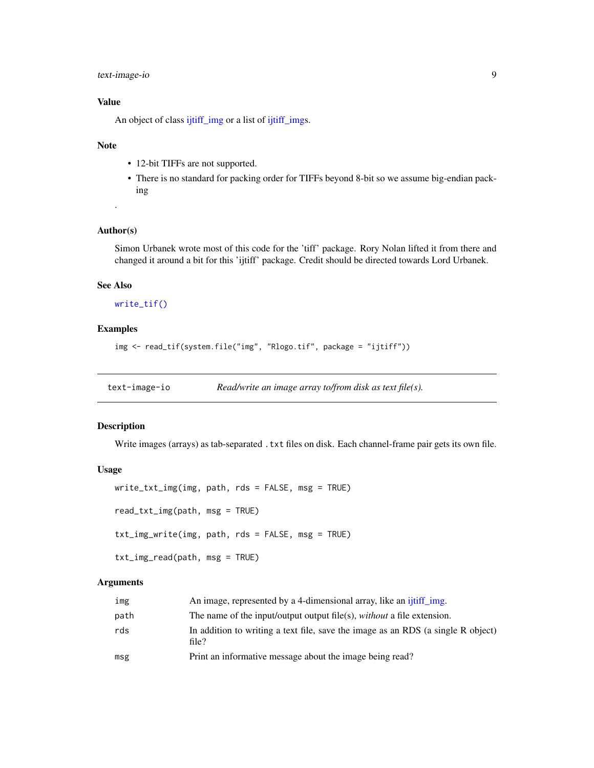### Value

An object of class ijtiff_img or a list of ijtiff_imgs.

### Note

- 12-bit TIFFs are not supported.
- There is no standard for packing order for TIFFs beyond 8-bit so we assume big-endian packing

.

### Author(s)

Simon Urbanek wrote most of this code for the 'tiff' package. Rory Nolan lifted it from there and changed it around a bit for this 'ijtiff' package. Credit should be directed towards Lord Urbanek.

### See Also

`write_tif()`

### Examples

```
img <- read_tif(system.file("img", "Rlogo.tif", package = "ijtiff"))
```

---

## text-image-io    *Read/write an image array to/from disk as text file(s).*

### Description

Write images (arrays) as tab-separated `.txt` files on disk. Each channel-frame pair gets its own file.

### Usage

```
write_txt_img(img, path, rds = FALSE, msg = TRUE)

read_txt_img(path, msg = TRUE)

txt_img_write(img, path, rds = FALSE, msg = TRUE)

txt_img_read(path, msg = TRUE)
```

### Arguments

| | |
|---|---|
| `img` | An image, represented by a 4-dimensional array, like an ijtiff_img. |
| `path` | The name of the input/output output file(s), *without* a file extension. |
| `rds` | In addition to writing a text file, save the image as an RDS (a single R object) file? |
| `msg` | Print an informative message about the image being read? |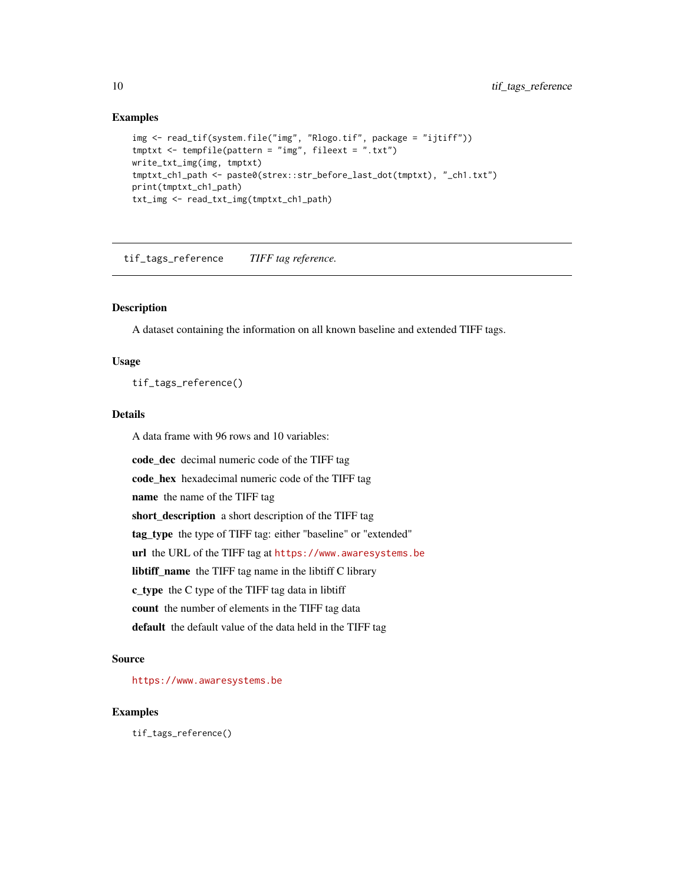### Examples

```
img <- read_tif(system.file("img", "Rlogo.tif", package = "ijtiff"))
tmptxt <- tempfile(pattern = "img", fileext = ".txt")
write_txt_img(img, tmptxt)
tmptxt_ch1_path <- paste0(strex::str_before_last_dot(tmptxt), "_ch1.txt")
print(tmptxt_ch1_path)
txt_img <- read_txt_img(tmptxt_ch1_path)
```

---

## tif_tags_reference *TIFF tag reference.*

---

### Description

A dataset containing the information on all known baseline and extended TIFF tags.

### Usage

```
tif_tags_reference()
```

### Details

A data frame with 96 rows and 10 variables:

**code_dec** decimal numeric code of the TIFF tag

**code_hex** hexadecimal numeric code of the TIFF tag

**name** the name of the TIFF tag

**short_description** a short description of the TIFF tag

**tag_type** the type of TIFF tag: either "baseline" or "extended"

**url** the URL of the TIFF tag at https://www.awaresystems.be

**libtiff_name** the TIFF tag name in the libtiff C library

**c_type** the C type of the TIFF tag data in libtiff

**count** the number of elements in the TIFF tag data

**default** the default value of the data held in the TIFF tag

### Source

https://www.awaresystems.be

### Examples

```
tif_tags_reference()
```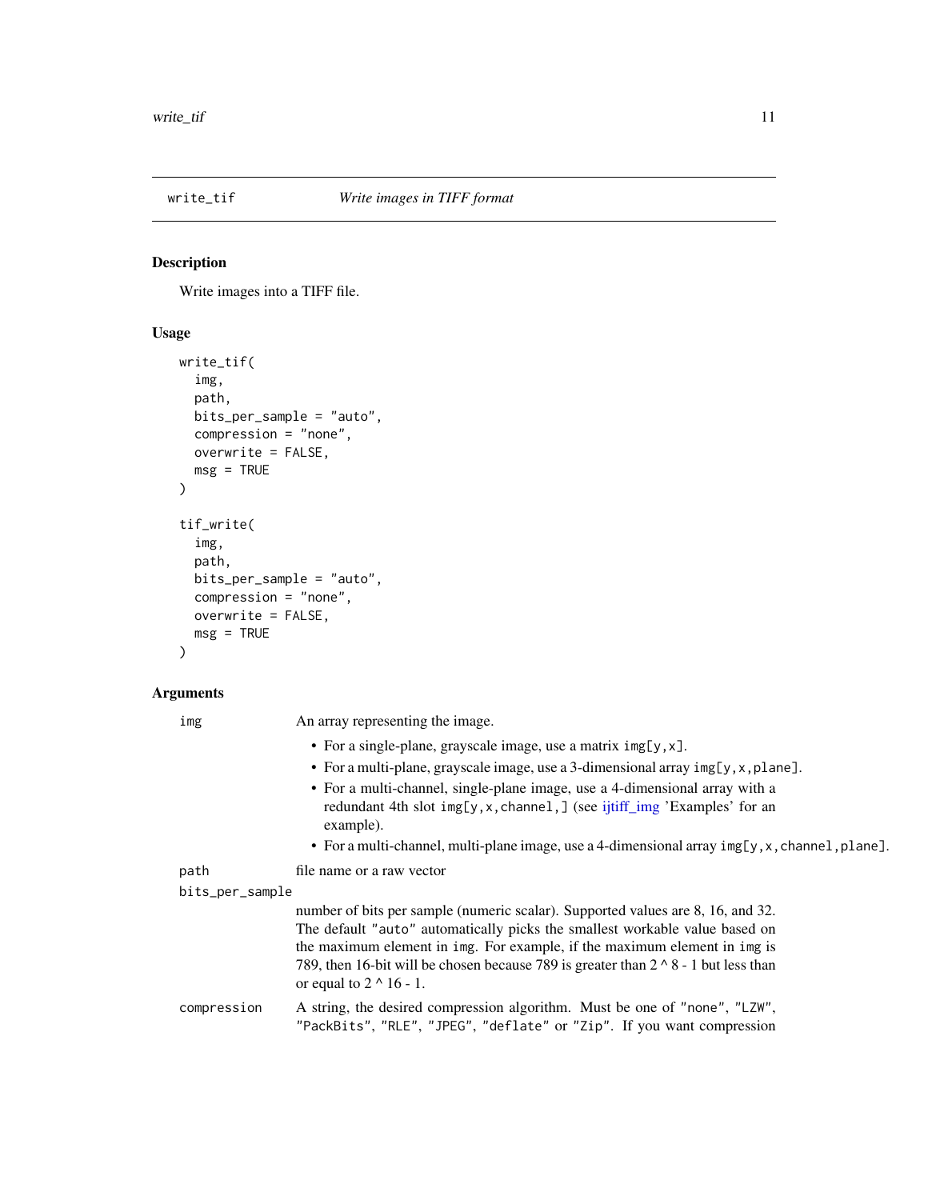## write_tif    *Write images in TIFF format*

### Description

Write images into a TIFF file.

### Usage

```
write_tif(
  img,
  path,
  bits_per_sample = "auto",
  compression = "none",
  overwrite = FALSE,
  msg = TRUE
)

tif_write(
  img,
  path,
  bits_per_sample = "auto",
  compression = "none",
  overwrite = FALSE,
  msg = TRUE
)
```

### Arguments

`img` An array representing the image.

- For a single-plane, grayscale image, use a matrix `img[y,x]`.
- For a multi-plane, grayscale image, use a 3-dimensional array `img[y,x,plane]`.
- For a multi-channel, single-plane image, use a 4-dimensional array with a redundant 4th slot `img[y,x,channel,]` (see ijtiff_img 'Examples' for an example).
- For a multi-channel, multi-plane image, use a 4-dimensional array `img[y,x,channel,plane]`.

`path` file name or a raw vector

`bits_per_sample` number of bits per sample (numeric scalar). Supported values are 8, 16, and 32. The default `"auto"` automatically picks the smallest workable value based on the maximum element in `img`. For example, if the maximum element in `img` is 789, then 16-bit will be chosen because 789 is greater than 2 ^ 8 - 1 but less than or equal to 2 ^ 16 - 1.

`compression` A string, the desired compression algorithm. Must be one of `"none"`, `"LZW"`, `"PackBits"`, `"RLE"`, `"JPEG"`, `"deflate"` or `"Zip"`. If you want compression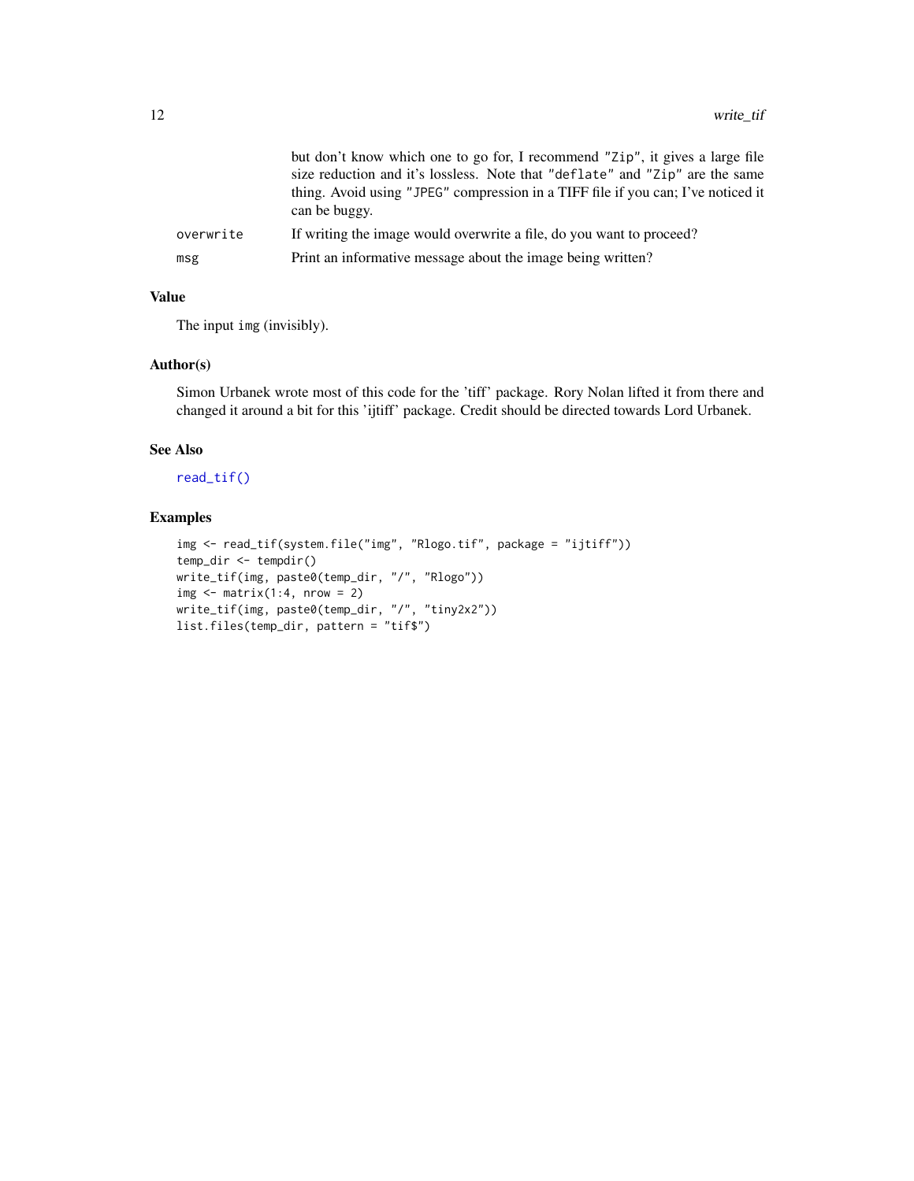| | |
|---|---|
| | but don't know which one to go for, I recommend "Zip", it gives a large file size reduction and it's lossless. Note that "deflate" and "Zip" are the same thing. Avoid using "JPEG" compression in a TIFF file if you can; I've noticed it can be buggy. |
| `overwrite` | If writing the image would overwrite a file, do you want to proceed? |
| `msg` | Print an informative message about the image being written? |

### Value

The input `img` (invisibly).

### Author(s)

Simon Urbanek wrote most of this code for the 'tiff' package. Rory Nolan lifted it from there and changed it around a bit for this 'ijtiff' package. Credit should be directed towards Lord Urbanek.

### See Also

`read_tif()`

### Examples

```
img <- read_tif(system.file("img", "Rlogo.tif", package = "ijtiff"))
temp_dir <- tempdir()
write_tif(img, paste0(temp_dir, "/", "Rlogo"))
img <- matrix(1:4, nrow = 2)
write_tif(img, paste0(temp_dir, "/", "tiny2x2"))
list.files(temp_dir, pattern = "tif$")
```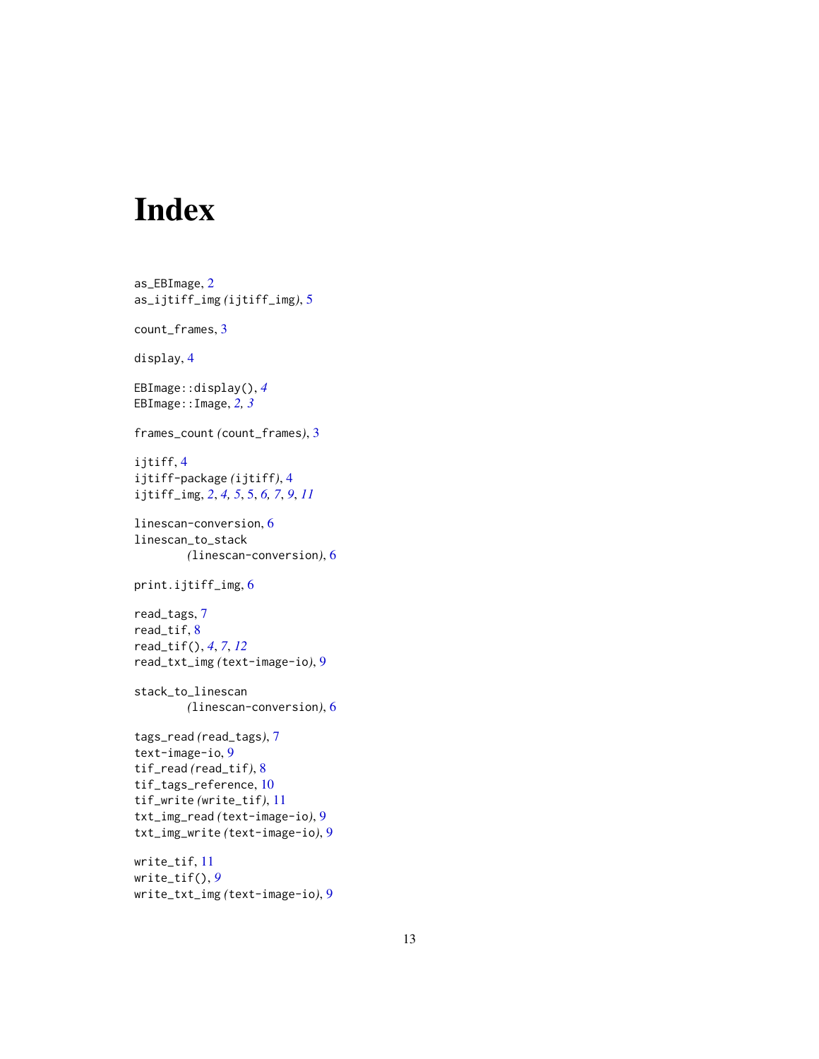# Index

as_EBImage, 2
as_ijtiff_img (ijtiff_img), 5

count_frames, 3

display, 4

EBImage::display(), *4*
EBImage::Image, *2, 3*

frames_count (count_frames), 3

ijtiff, 4
ijtiff-package (ijtiff), 4
ijtiff_img, *2*, *4, 5*, 5, *6, 7*, *9*, *11*

linescan-conversion, 6
linescan_to_stack
    (linescan-conversion), 6

print.ijtiff_img, 6

read_tags, 7
read_tif, 8
read_tif(), *4*, *7*, *12*
read_txt_img (text-image-io), 9

stack_to_linescan
    (linescan-conversion), 6

tags_read (read_tags), 7
text-image-io, 9
tif_read (read_tif), 8
tif_tags_reference, 10
tif_write (write_tif), 11
txt_img_read (text-image-io), 9
txt_img_write (text-image-io), 9

write_tif, 11
write_tif(), *9*
write_txt_img (text-image-io), 9